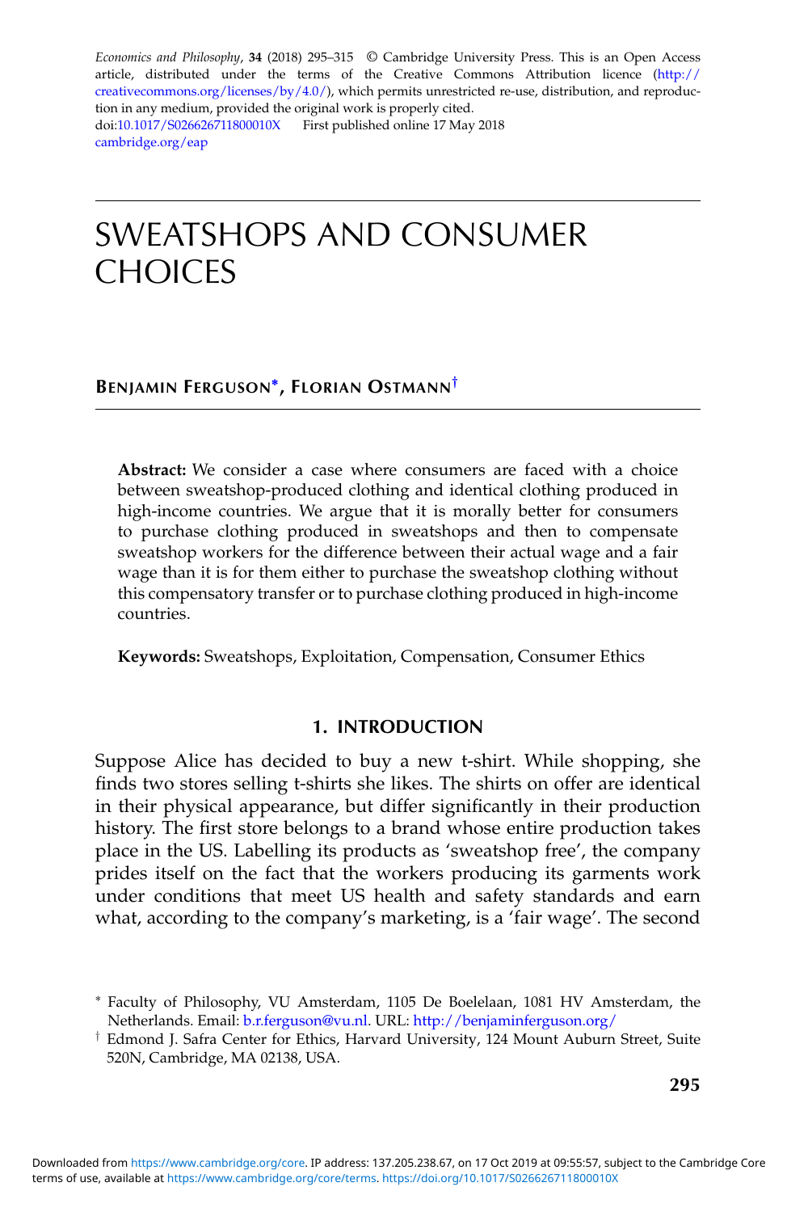# SWEATSHOPS AND CONSUMER CHOICES

**BENJAMIN FERGUSON[*], FLORIAN OSTMANN[†]**

**Abstract:** We consider a case where consumers are faced with a choice between sweatshop-produced clothing and identical clothing produced in high-income countries. We argue that it is morally better for consumers to purchase clothing produced in sweatshops and then to compensate sweatshop workers for the difference between their actual wage and a fair wage than it is for them either to purchase the sweatshop clothing without this compensatory transfer or to purchase clothing produced in high-income countries.

**Keywords:** Sweatshops, Exploitation, Compensation, Consumer Ethics

## 1. INTRODUCTION

Suppose Alice has decided to buy a new t-shirt. While shopping, she finds two stores selling t-shirts she likes. The shirts on offer are identical in their physical appearance, but differ significantly in their production history. The first store belongs to a brand whose entire production takes place in the US. Labelling its products as 'sweatshop free', the company prides itself on the fact that the workers producing its garments work under conditions that meet US health and safety standards and earn what, according to the company's marketing, is a 'fair wage'. The second

[*] Faculty of Philosophy, VU Amsterdam, 1105 De Boelelaan, 1081 HV Amsterdam, the Netherlands. Email: b.r.ferguson@vu.nl. URL: http://benjaminferguson.org/

[†] Edmond J. Safra Center for Ethics, Harvard University, 124 Mount Auburn Street, Suite 520N, Cambridge, MA 02138, USA.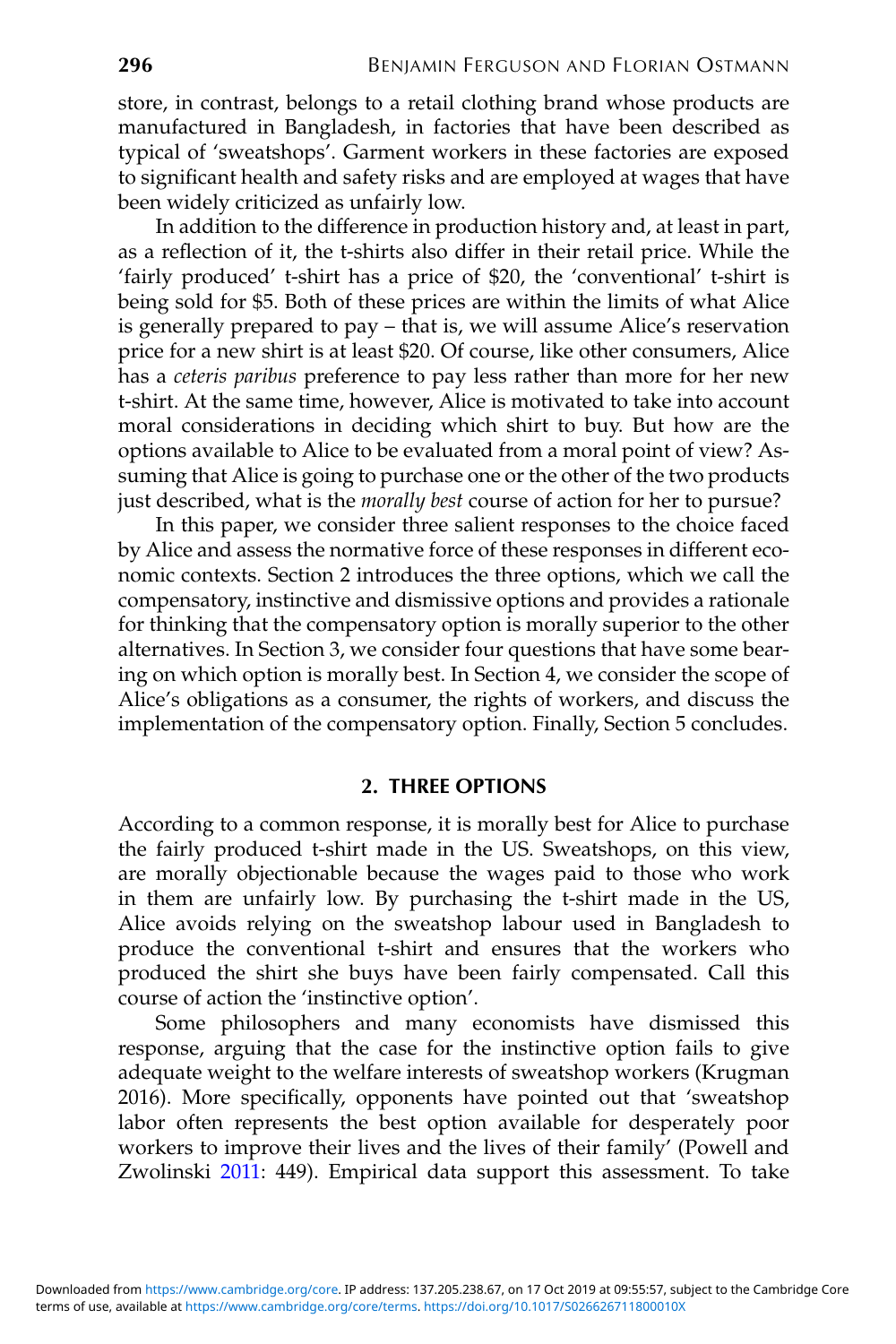store, in contrast, belongs to a retail clothing brand whose products are manufactured in Bangladesh, in factories that have been described as typical of 'sweatshops'. Garment workers in these factories are exposed to significant health and safety risks and are employed at wages that have been widely criticized as unfairly low.

In addition to the difference in production history and, at least in part, as a reflection of it, the t-shirts also differ in their retail price. While the 'fairly produced' t-shirt has a price of $20, the 'conventional' t-shirt is being sold for $5. Both of these prices are within the limits of what Alice is generally prepared to pay – that is, we will assume Alice's reservation price for a new shirt is at least $20. Of course, like other consumers, Alice has a *ceteris paribus* preference to pay less rather than more for her new t-shirt. At the same time, however, Alice is motivated to take into account moral considerations in deciding which shirt to buy. But how are the options available to Alice to be evaluated from a moral point of view? Assuming that Alice is going to purchase one or the other of the two products just described, what is the *morally best* course of action for her to pursue?

In this paper, we consider three salient responses to the choice faced by Alice and assess the normative force of these responses in different economic contexts. Section 2 introduces the three options, which we call the compensatory, instinctive and dismissive options and provides a rationale for thinking that the compensatory option is morally superior to the other alternatives. In Section 3, we consider four questions that have some bearing on which option is morally best. In Section 4, we consider the scope of Alice's obligations as a consumer, the rights of workers, and discuss the implementation of the compensatory option. Finally, Section 5 concludes.

## 2. THREE OPTIONS

According to a common response, it is morally best for Alice to purchase the fairly produced t-shirt made in the US. Sweatshops, on this view, are morally objectionable because the wages paid to those who work in them are unfairly low. By purchasing the t-shirt made in the US, Alice avoids relying on the sweatshop labour used in Bangladesh to produce the conventional t-shirt and ensures that the workers who produced the shirt she buys have been fairly compensated. Call this course of action the 'instinctive option'.

Some philosophers and many economists have dismissed this response, arguing that the case for the instinctive option fails to give adequate weight to the welfare interests of sweatshop workers (Krugman 2016). More specifically, opponents have pointed out that 'sweatshop labor often represents the best option available for desperately poor workers to improve their lives and the lives of their family' (Powell and Zwolinski 2011: 449). Empirical data support this assessment. To take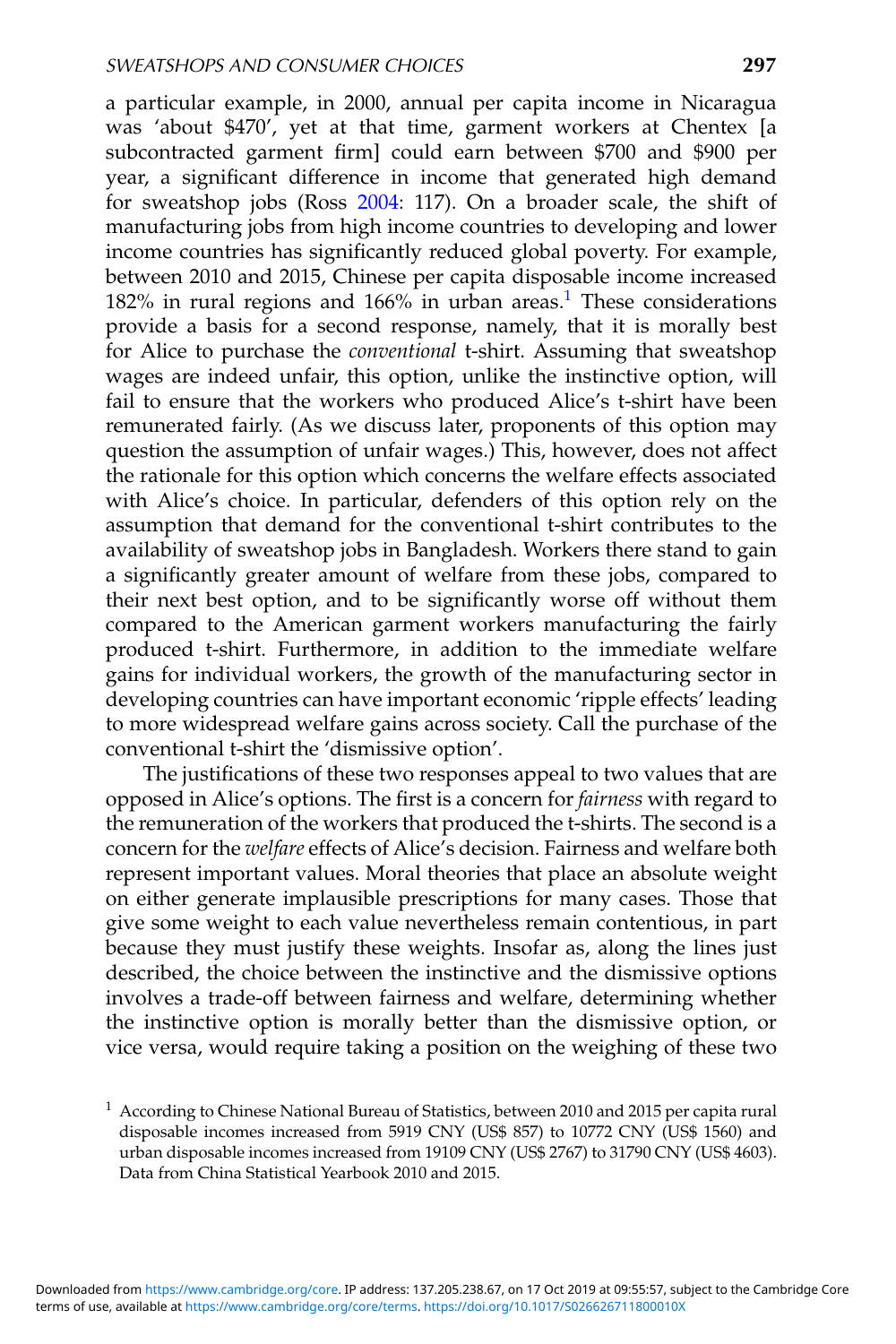a particular example, in 2000, annual per capita income in Nicaragua was 'about $470', yet at that time, garment workers at Chentex [a subcontracted garment firm] could earn between $700 and $900 per year, a significant difference in income that generated high demand for sweatshop jobs (Ross 2004: 117). On a broader scale, the shift of manufacturing jobs from high income countries to developing and lower income countries has significantly reduced global poverty. For example, between 2010 and 2015, Chinese per capita disposable income increased 182% in rural regions and 166% in urban areas.[1] These considerations provide a basis for a second response, namely, that it is morally best for Alice to purchase the *conventional* t-shirt. Assuming that sweatshop wages are indeed unfair, this option, unlike the instinctive option, will fail to ensure that the workers who produced Alice's t-shirt have been remunerated fairly. (As we discuss later, proponents of this option may question the assumption of unfair wages.) This, however, does not affect the rationale for this option which concerns the welfare effects associated with Alice's choice. In particular, defenders of this option rely on the assumption that demand for the conventional t-shirt contributes to the availability of sweatshop jobs in Bangladesh. Workers there stand to gain a significantly greater amount of welfare from these jobs, compared to their next best option, and to be significantly worse off without them compared to the American garment workers manufacturing the fairly produced t-shirt. Furthermore, in addition to the immediate welfare gains for individual workers, the growth of the manufacturing sector in developing countries can have important economic 'ripple effects' leading to more widespread welfare gains across society. Call the purchase of the conventional t-shirt the 'dismissive option'.

The justifications of these two responses appeal to two values that are opposed in Alice's options. The first is a concern for *fairness* with regard to the remuneration of the workers that produced the t-shirts. The second is a concern for the *welfare* effects of Alice's decision. Fairness and welfare both represent important values. Moral theories that place an absolute weight on either generate implausible prescriptions for many cases. Those that give some weight to each value nevertheless remain contentious, in part because they must justify these weights. Insofar as, along the lines just described, the choice between the instinctive and the dismissive options involves a trade-off between fairness and welfare, determining whether the instinctive option is morally better than the dismissive option, or vice versa, would require taking a position on the weighing of these two

[1] According to Chinese National Bureau of Statistics, between 2010 and 2015 per capita rural disposable incomes increased from 5919 CNY (US$ 857) to 10772 CNY (US$ 1560) and urban disposable incomes increased from 19109 CNY (US$ 2767) to 31790 CNY (US$ 4603). Data from China Statistical Yearbook 2010 and 2015.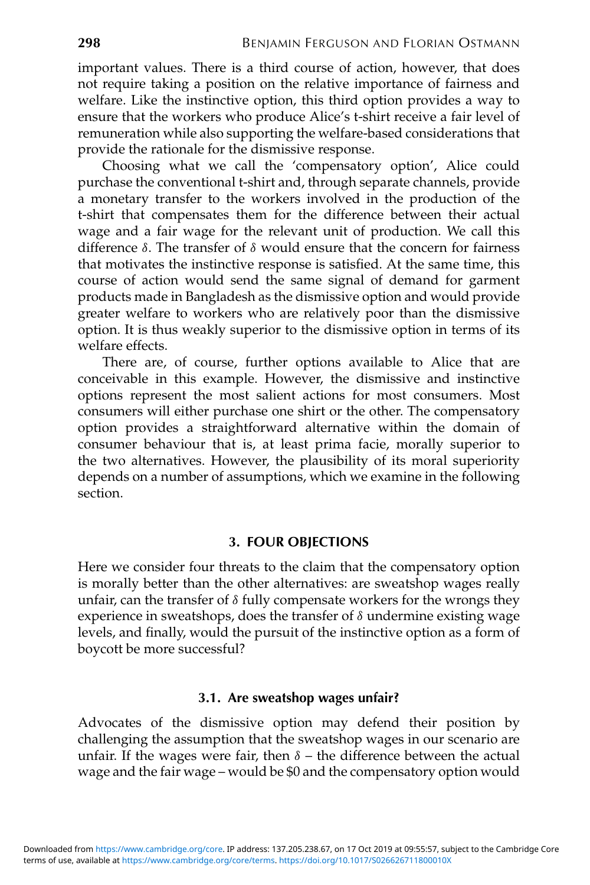important values. There is a third course of action, however, that does not require taking a position on the relative importance of fairness and welfare. Like the instinctive option, this third option provides a way to ensure that the workers who produce Alice's t-shirt receive a fair level of remuneration while also supporting the welfare-based considerations that provide the rationale for the dismissive response.

Choosing what we call the 'compensatory option', Alice could purchase the conventional t-shirt and, through separate channels, provide a monetary transfer to the workers involved in the production of the t-shirt that compensates them for the difference between their actual wage and a fair wage for the relevant unit of production. We call this difference $\delta$. The transfer of $\delta$ would ensure that the concern for fairness that motivates the instinctive response is satisfied. At the same time, this course of action would send the same signal of demand for garment products made in Bangladesh as the dismissive option and would provide greater welfare to workers who are relatively poor than the dismissive option. It is thus weakly superior to the dismissive option in terms of its welfare effects.

There are, of course, further options available to Alice that are conceivable in this example. However, the dismissive and instinctive options represent the most salient actions for most consumers. Most consumers will either purchase one shirt or the other. The compensatory option provides a straightforward alternative within the domain of consumer behaviour that is, at least prima facie, morally superior to the two alternatives. However, the plausibility of its moral superiority depends on a number of assumptions, which we examine in the following section.

## 3. FOUR OBJECTIONS

Here we consider four threats to the claim that the compensatory option is morally better than the other alternatives: are sweatshop wages really unfair, can the transfer of $\delta$ fully compensate workers for the wrongs they experience in sweatshops, does the transfer of $\delta$ undermine existing wage levels, and finally, would the pursuit of the instinctive option as a form of boycott be more successful?

### 3.1. Are sweatshop wages unfair?

Advocates of the dismissive option may defend their position by challenging the assumption that the sweatshop wages in our scenario are unfair. If the wages were fair, then $\delta$ – the difference between the actual wage and the fair wage – would be \$0 and the compensatory option would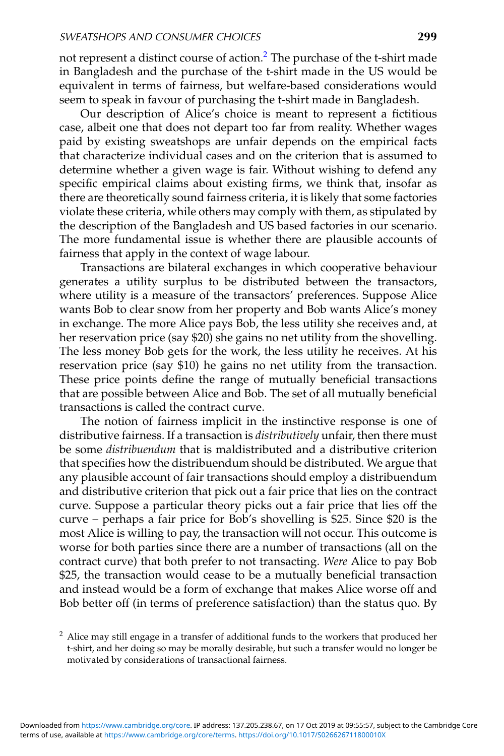not represent a distinct course of action.[2] The purchase of the t-shirt made in Bangladesh and the purchase of the t-shirt made in the US would be equivalent in terms of fairness, but welfare-based considerations would seem to speak in favour of purchasing the t-shirt made in Bangladesh.

Our description of Alice's choice is meant to represent a fictitious case, albeit one that does not depart too far from reality. Whether wages paid by existing sweatshops are unfair depends on the empirical facts that characterize individual cases and on the criterion that is assumed to determine whether a given wage is fair. Without wishing to defend any specific empirical claims about existing firms, we think that, insofar as there are theoretically sound fairness criteria, it is likely that some factories violate these criteria, while others may comply with them, as stipulated by the description of the Bangladesh and US based factories in our scenario. The more fundamental issue is whether there are plausible accounts of fairness that apply in the context of wage labour.

Transactions are bilateral exchanges in which cooperative behaviour generates a utility surplus to be distributed between the transactors, where utility is a measure of the transactors' preferences. Suppose Alice wants Bob to clear snow from her property and Bob wants Alice's money in exchange. The more Alice pays Bob, the less utility she receives and, at her reservation price (say $20) she gains no net utility from the shovelling. The less money Bob gets for the work, the less utility he receives. At his reservation price (say $10) he gains no net utility from the transaction. These price points define the range of mutually beneficial transactions that are possible between Alice and Bob. The set of all mutually beneficial transactions is called the contract curve.

The notion of fairness implicit in the instinctive response is one of distributive fairness. If a transaction is *distributively* unfair, then there must be some *distribuendum* that is maldistributed and a distributive criterion that specifies how the distribuendum should be distributed. We argue that any plausible account of fair transactions should employ a distribuendum and distributive criterion that pick out a fair price that lies on the contract curve. Suppose a particular theory picks out a fair price that lies off the curve – perhaps a fair price for Bob's shovelling is $25. Since $20 is the most Alice is willing to pay, the transaction will not occur. This outcome is worse for both parties since there are a number of transactions (all on the contract curve) that both prefer to not transacting. *Were* Alice to pay Bob $25, the transaction would cease to be a mutually beneficial transaction and instead would be a form of exchange that makes Alice worse off and Bob better off (in terms of preference satisfaction) than the status quo. By

[2] Alice may still engage in a transfer of additional funds to the workers that produced her t-shirt, and her doing so may be morally desirable, but such a transfer would no longer be motivated by considerations of transactional fairness.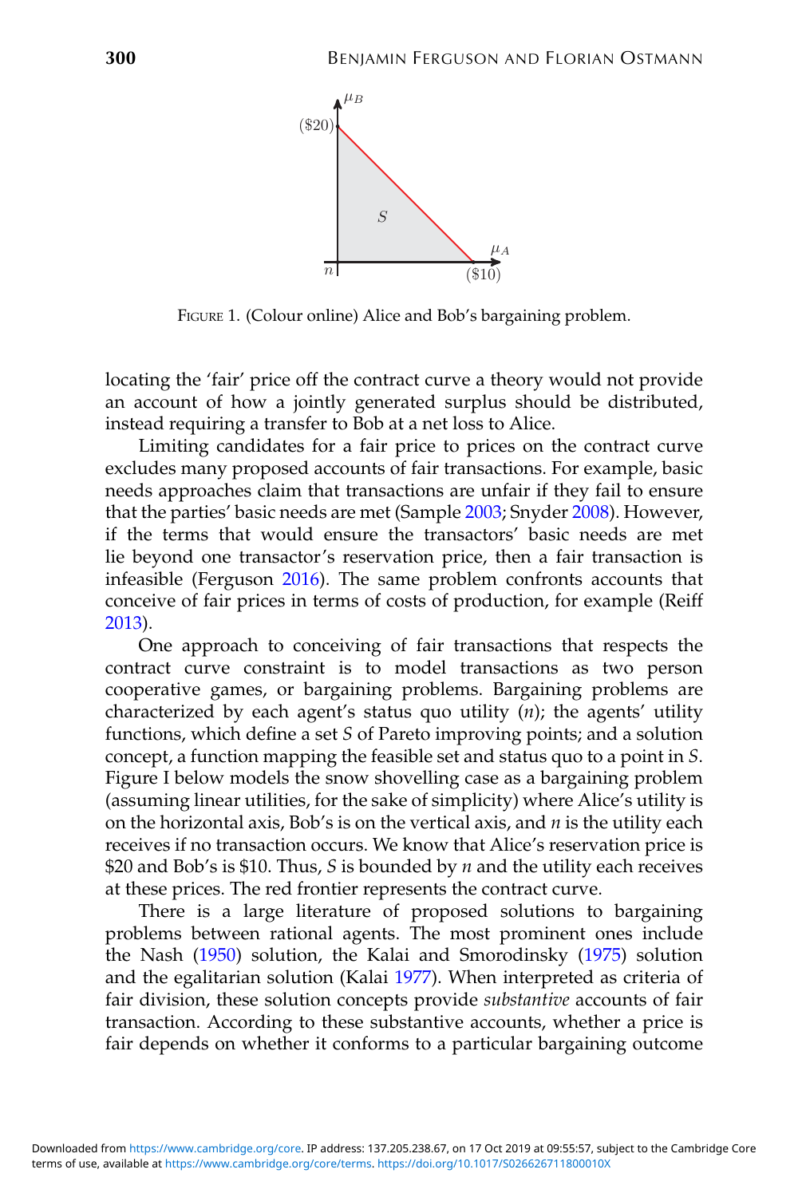FIGURE 1. (Colour online) Alice and Bob's bargaining problem.

locating the 'fair' price off the contract curve a theory would not provide an account of how a jointly generated surplus should be distributed, instead requiring a transfer to Bob at a net loss to Alice.

Limiting candidates for a fair price to prices on the contract curve excludes many proposed accounts of fair transactions. For example, basic needs approaches claim that transactions are unfair if they fail to ensure that the parties' basic needs are met (Sample 2003; Snyder 2008). However, if the terms that would ensure the transactors' basic needs are met lie beyond one transactor's reservation price, then a fair transaction is infeasible (Ferguson 2016). The same problem confronts accounts that conceive of fair prices in terms of costs of production, for example (Reiff 2013).

One approach to conceiving of fair transactions that respects the contract curve constraint is to model transactions as two person cooperative games, or bargaining problems. Bargaining problems are characterized by each agent's status quo utility ($n$); the agents' utility functions, which define a set $S$ of Pareto improving points; and a solution concept, a function mapping the feasible set and status quo to a point in $S$. Figure I below models the snow shovelling case as a bargaining problem (assuming linear utilities, for the sake of simplicity) where Alice's utility is on the horizontal axis, Bob's is on the vertical axis, and $n$ is the utility each receives if no transaction occurs. We know that Alice's reservation price is \$20 and Bob's is \$10. Thus, $S$ is bounded by $n$ and the utility each receives at these prices. The red frontier represents the contract curve.

There is a large literature of proposed solutions to bargaining problems between rational agents. The most prominent ones include the Nash (1950) solution, the Kalai and Smorodinsky (1975) solution and the egalitarian solution (Kalai 1977). When interpreted as criteria of fair division, these solution concepts provide *substantive* accounts of fair transaction. According to these substantive accounts, whether a price is fair depends on whether it conforms to a particular bargaining outcome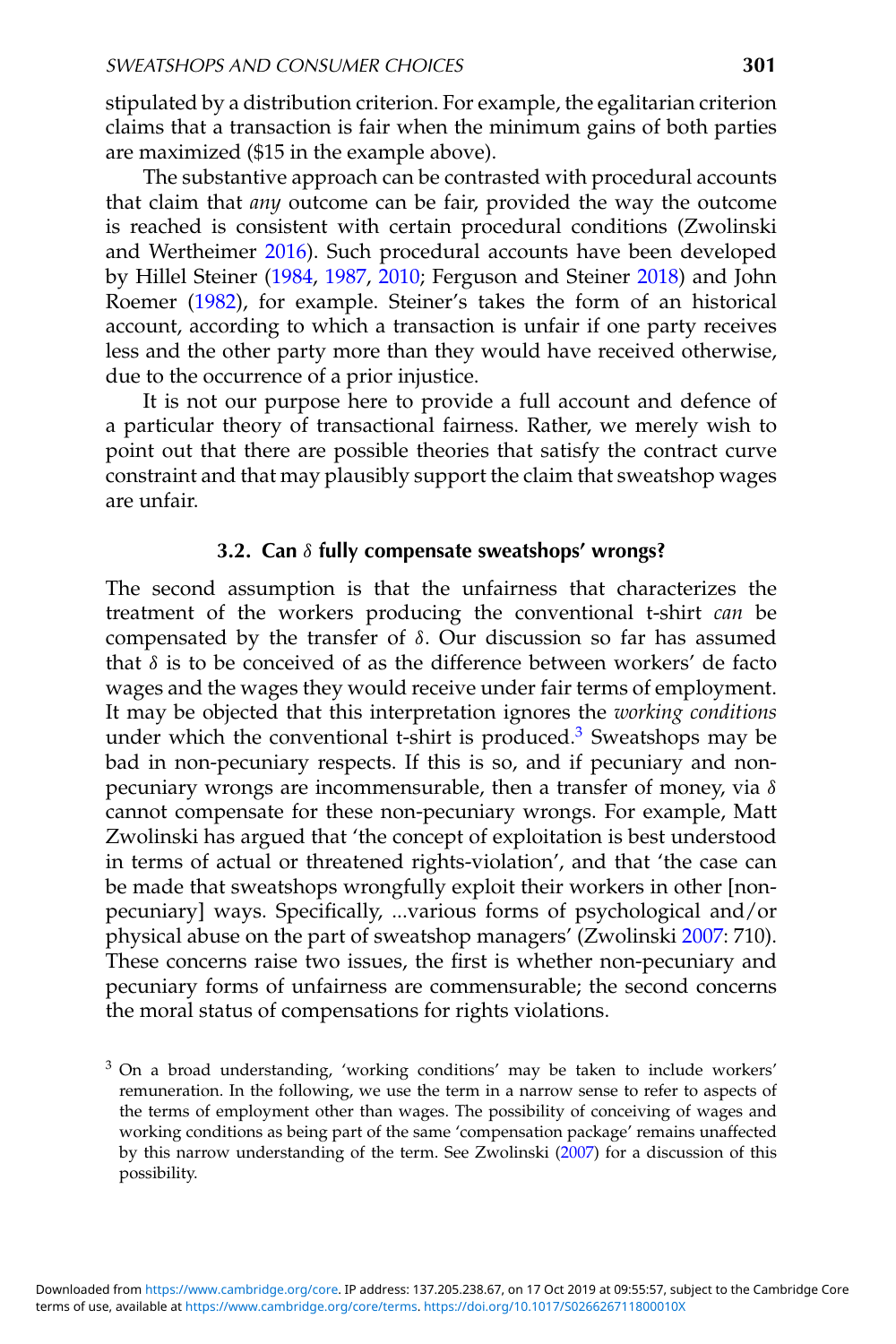stipulated by a distribution criterion. For example, the egalitarian criterion claims that a transaction is fair when the minimum gains of both parties are maximized ($15 in the example above).

The substantive approach can be contrasted with procedural accounts that claim that *any* outcome can be fair, provided the way the outcome is reached is consistent with certain procedural conditions (Zwolinski and Wertheimer 2016). Such procedural accounts have been developed by Hillel Steiner (1984, 1987, 2010; Ferguson and Steiner 2018) and John Roemer (1982), for example. Steiner's takes the form of an historical account, according to which a transaction is unfair if one party receives less and the other party more than they would have received otherwise, due to the occurrence of a prior injustice.

It is not our purpose here to provide a full account and defence of a particular theory of transactional fairness. Rather, we merely wish to point out that there are possible theories that satisfy the contract curve constraint and that may plausibly support the claim that sweatshop wages are unfair.

### 3.2. Can $\delta$ fully compensate sweatshops' wrongs?

The second assumption is that the unfairness that characterizes the treatment of the workers producing the conventional t-shirt *can* be compensated by the transfer of $\delta$. Our discussion so far has assumed that $\delta$ is to be conceived of as the difference between workers' de facto wages and the wages they would receive under fair terms of employment. It may be objected that this interpretation ignores the *working conditions* under which the conventional t-shirt is produced.[3] Sweatshops may be bad in non-pecuniary respects. If this is so, and if pecuniary and non-pecuniary wrongs are incommensurable, then a transfer of money, via $\delta$ cannot compensate for these non-pecuniary wrongs. For example, Matt Zwolinski has argued that 'the concept of exploitation is best understood in terms of actual or threatened rights-violation', and that 'the case can be made that sweatshops wrongfully exploit their workers in other [non-pecuniary] ways. Specifically, ...various forms of psychological and/or physical abuse on the part of sweatshop managers' (Zwolinski 2007: 710). These concerns raise two issues, the first is whether non-pecuniary and pecuniary forms of unfairness are commensurable; the second concerns the moral status of compensations for rights violations.

[3] On a broad understanding, 'working conditions' may be taken to include workers' remuneration. In the following, we use the term in a narrow sense to refer to aspects of the terms of employment other than wages. The possibility of conceiving of wages and working conditions as being part of the same 'compensation package' remains unaffected by this narrow understanding of the term. See Zwolinski (2007) for a discussion of this possibility.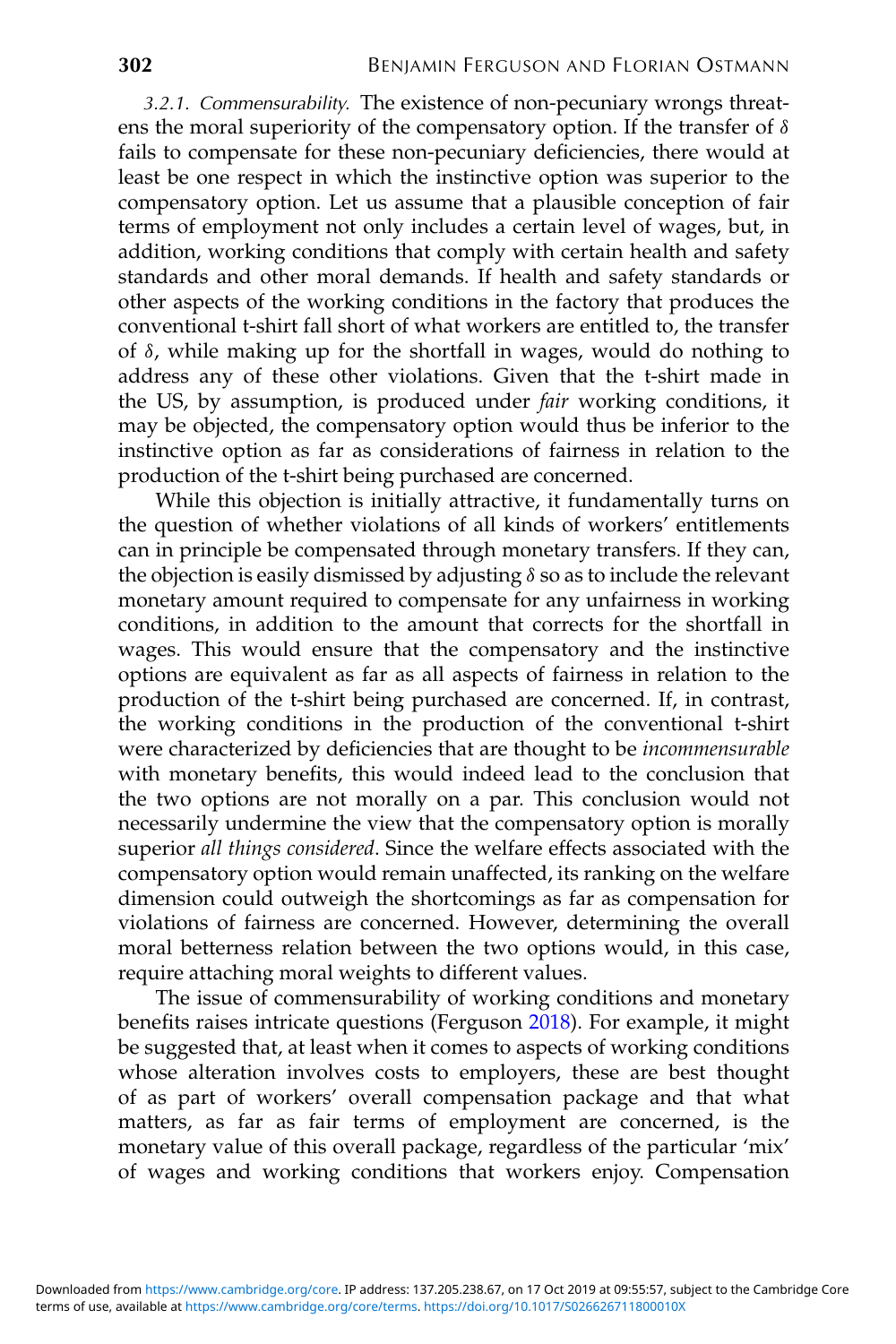*3.2.1. Commensurability.* The existence of non-pecuniary wrongs threatens the moral superiority of the compensatory option. If the transfer of $\delta$ fails to compensate for these non-pecuniary deficiencies, there would at least be one respect in which the instinctive option was superior to the compensatory option. Let us assume that a plausible conception of fair terms of employment not only includes a certain level of wages, but, in addition, working conditions that comply with certain health and safety standards and other moral demands. If health and safety standards or other aspects of the working conditions in the factory that produces the conventional t-shirt fall short of what workers are entitled to, the transfer of $\delta$, while making up for the shortfall in wages, would do nothing to address any of these other violations. Given that the t-shirt made in the US, by assumption, is produced under *fair* working conditions, it may be objected, the compensatory option would thus be inferior to the instinctive option as far as considerations of fairness in relation to the production of the t-shirt being purchased are concerned.

While this objection is initially attractive, it fundamentally turns on the question of whether violations of all kinds of workers' entitlements can in principle be compensated through monetary transfers. If they can, the objection is easily dismissed by adjusting $\delta$ so as to include the relevant monetary amount required to compensate for any unfairness in working conditions, in addition to the amount that corrects for the shortfall in wages. This would ensure that the compensatory and the instinctive options are equivalent as far as all aspects of fairness in relation to the production of the t-shirt being purchased are concerned. If, in contrast, the working conditions in the production of the conventional t-shirt were characterized by deficiencies that are thought to be *incommensurable* with monetary benefits, this would indeed lead to the conclusion that the two options are not morally on a par. This conclusion would not necessarily undermine the view that the compensatory option is morally superior *all things considered*. Since the welfare effects associated with the compensatory option would remain unaffected, its ranking on the welfare dimension could outweigh the shortcomings as far as compensation for violations of fairness are concerned. However, determining the overall moral betterness relation between the two options would, in this case, require attaching moral weights to different values.

The issue of commensurability of working conditions and monetary benefits raises intricate questions (Ferguson 2018). For example, it might be suggested that, at least when it comes to aspects of working conditions whose alteration involves costs to employers, these are best thought of as part of workers' overall compensation package and that what matters, as far as fair terms of employment are concerned, is the monetary value of this overall package, regardless of the particular 'mix' of wages and working conditions that workers enjoy. Compensation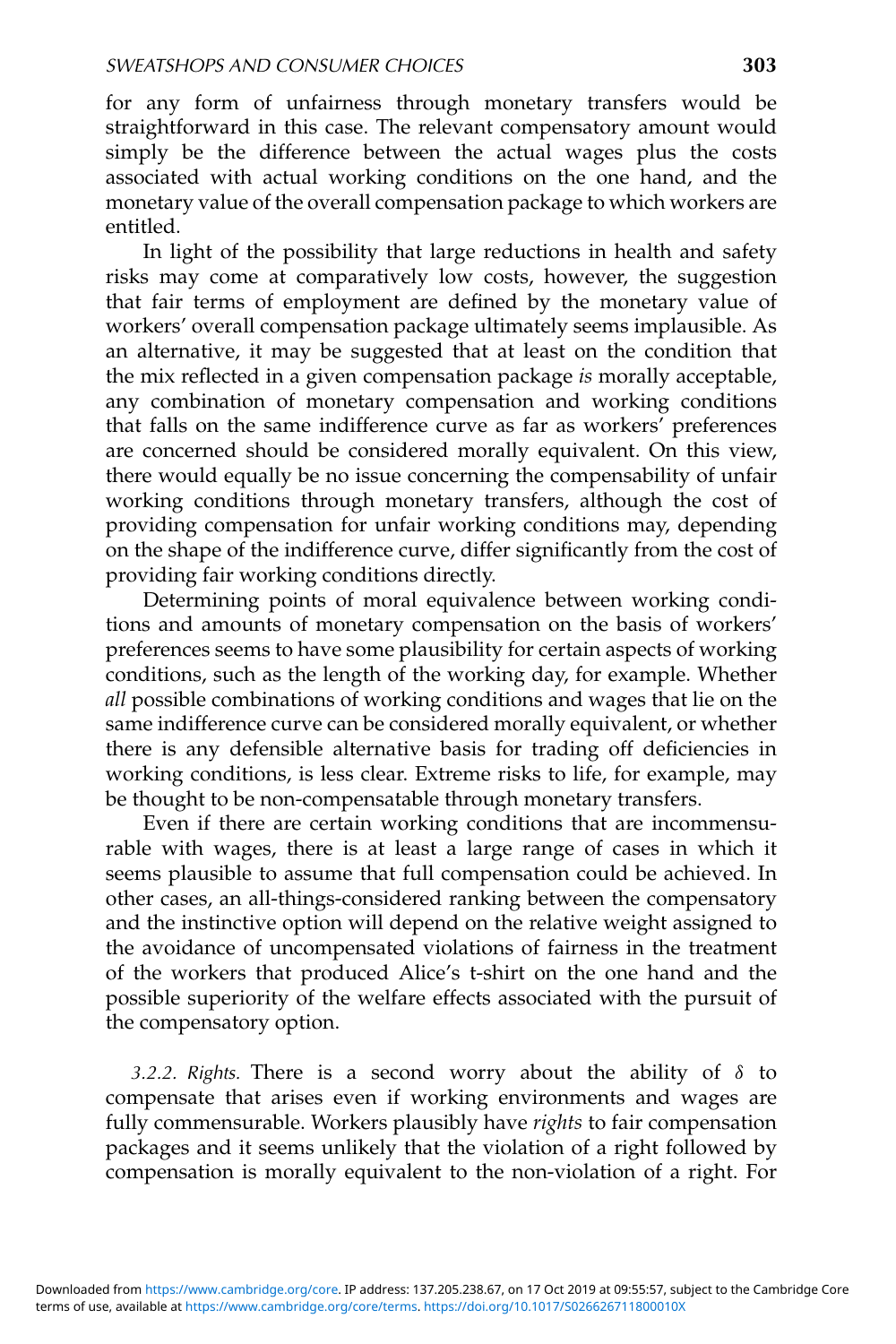for any form of unfairness through monetary transfers would be straightforward in this case. The relevant compensatory amount would simply be the difference between the actual wages plus the costs associated with actual working conditions on the one hand, and the monetary value of the overall compensation package to which workers are entitled.

In light of the possibility that large reductions in health and safety risks may come at comparatively low costs, however, the suggestion that fair terms of employment are defined by the monetary value of workers' overall compensation package ultimately seems implausible. As an alternative, it may be suggested that at least on the condition that the mix reflected in a given compensation package *is* morally acceptable, any combination of monetary compensation and working conditions that falls on the same indifference curve as far as workers' preferences are concerned should be considered morally equivalent. On this view, there would equally be no issue concerning the compensability of unfair working conditions through monetary transfers, although the cost of providing compensation for unfair working conditions may, depending on the shape of the indifference curve, differ significantly from the cost of providing fair working conditions directly.

Determining points of moral equivalence between working conditions and amounts of monetary compensation on the basis of workers' preferences seems to have some plausibility for certain aspects of working conditions, such as the length of the working day, for example. Whether *all* possible combinations of working conditions and wages that lie on the same indifference curve can be considered morally equivalent, or whether there is any defensible alternative basis for trading off deficiencies in working conditions, is less clear. Extreme risks to life, for example, may be thought to be non-compensatable through monetary transfers.

Even if there are certain working conditions that are incommensurable with wages, there is at least a large range of cases in which it seems plausible to assume that full compensation could be achieved. In other cases, an all-things-considered ranking between the compensatory and the instinctive option will depend on the relative weight assigned to the avoidance of uncompensated violations of fairness in the treatment of the workers that produced Alice's t-shirt on the one hand and the possible superiority of the welfare effects associated with the pursuit of the compensatory option.

*3.2.2. Rights.* There is a second worry about the ability of $\delta$ to compensate that arises even if working environments and wages are fully commensurable. Workers plausibly have *rights* to fair compensation packages and it seems unlikely that the violation of a right followed by compensation is morally equivalent to the non-violation of a right. For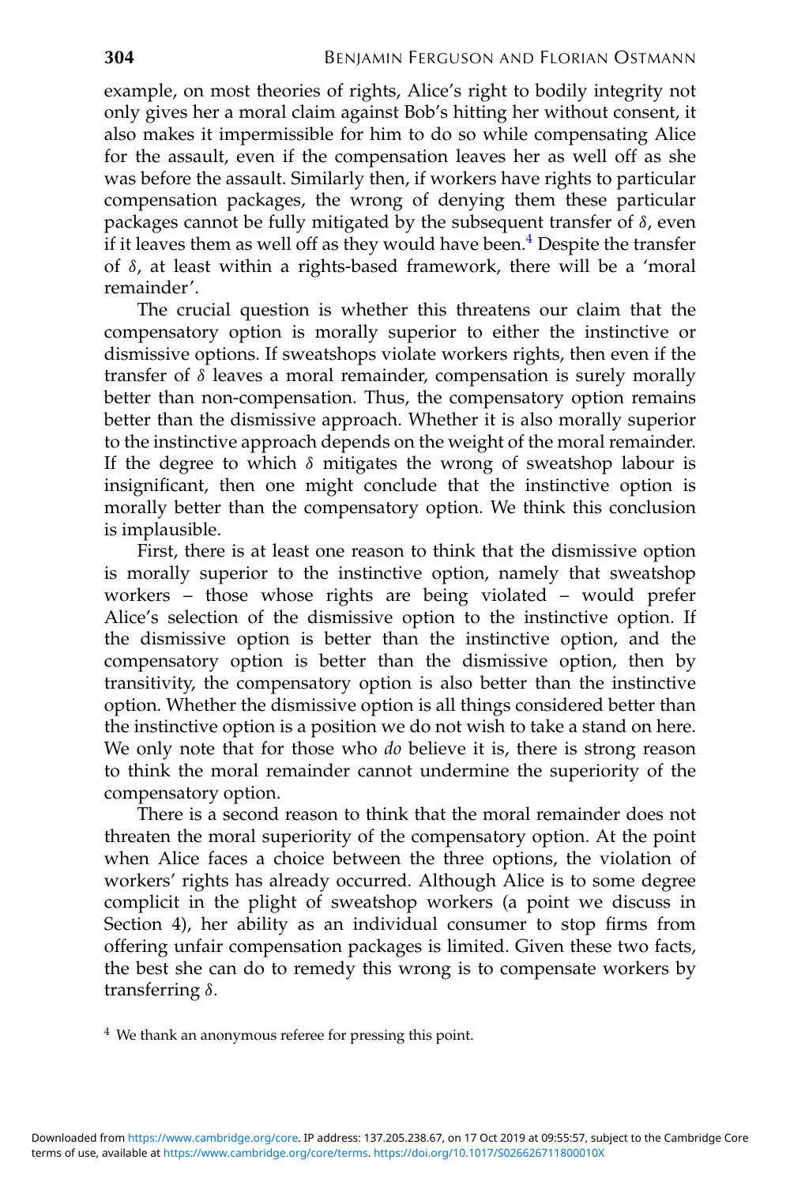example, on most theories of rights, Alice's right to bodily integrity not only gives her a moral claim against Bob's hitting her without consent, it also makes it impermissible for him to do so while compensating Alice for the assault, even if the compensation leaves her as well off as she was before the assault. Similarly then, if workers have rights to particular compensation packages, the wrong of denying them these particular packages cannot be fully mitigated by the subsequent transfer of $\delta$, even if it leaves them as well off as they would have been.[4] Despite the transfer of $\delta$, at least within a rights-based framework, there will be a 'moral remainder'.

The crucial question is whether this threatens our claim that the compensatory option is morally superior to either the instinctive or dismissive options. If sweatshops violate workers rights, then even if the transfer of $\delta$ leaves a moral remainder, compensation is surely morally better than non-compensation. Thus, the compensatory option remains better than the dismissive approach. Whether it is also morally superior to the instinctive approach depends on the weight of the moral remainder. If the degree to which $\delta$ mitigates the wrong of sweatshop labour is insignificant, then one might conclude that the instinctive option is morally better than the compensatory option. We think this conclusion is implausible.

First, there is at least one reason to think that the dismissive option is morally superior to the instinctive option, namely that sweatshop workers – those whose rights are being violated – would prefer Alice's selection of the dismissive option to the instinctive option. If the dismissive option is better than the instinctive option, and the compensatory option is better than the dismissive option, then by transitivity, the compensatory option is also better than the instinctive option. Whether the dismissive option is all things considered better than the instinctive option is a position we do not wish to take a stand on here. We only note that for those who *do* believe it is, there is strong reason to think the moral remainder cannot undermine the superiority of the compensatory option.

There is a second reason to think that the moral remainder does not threaten the moral superiority of the compensatory option. At the point when Alice faces a choice between the three options, the violation of workers' rights has already occurred. Although Alice is to some degree complicit in the plight of sweatshop workers (a point we discuss in Section 4), her ability as an individual consumer to stop firms from offering unfair compensation packages is limited. Given these two facts, the best she can do to remedy this wrong is to compensate workers by transferring $\delta$.

[4] We thank an anonymous referee for pressing this point.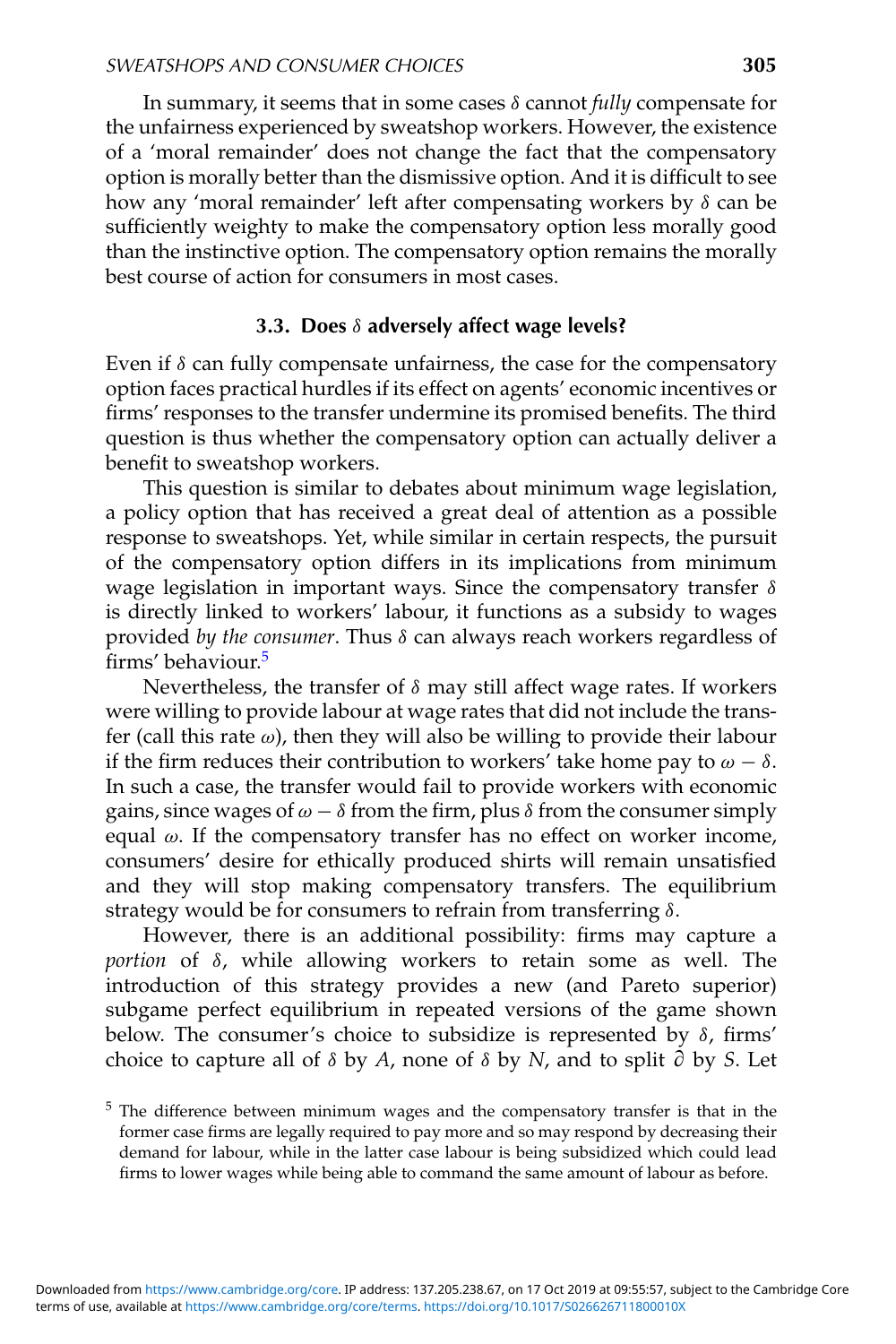In summary, it seems that in some cases $\delta$ cannot *fully* compensate for the unfairness experienced by sweatshop workers. However, the existence of a 'moral remainder' does not change the fact that the compensatory option is morally better than the dismissive option. And it is difficult to see how any 'moral remainder' left after compensating workers by $\delta$ can be sufficiently weighty to make the compensatory option less morally good than the instinctive option. The compensatory option remains the morally best course of action for consumers in most cases.

### 3.3. Does $\delta$ adversely affect wage levels?

Even if $\delta$ can fully compensate unfairness, the case for the compensatory option faces practical hurdles if its effect on agents' economic incentives or firms' responses to the transfer undermine its promised benefits. The third question is thus whether the compensatory option can actually deliver a benefit to sweatshop workers.

This question is similar to debates about minimum wage legislation, a policy option that has received a great deal of attention as a possible response to sweatshops. Yet, while similar in certain respects, the pursuit of the compensatory option differs in its implications from minimum wage legislation in important ways. Since the compensatory transfer $\delta$ is directly linked to workers' labour, it functions as a subsidy to wages provided *by the consumer*. Thus $\delta$ can always reach workers regardless of firms' behaviour.[5]

Nevertheless, the transfer of $\delta$ may still affect wage rates. If workers were willing to provide labour at wage rates that did not include the transfer (call this rate $\omega$), then they will also be willing to provide their labour if the firm reduces their contribution to workers' take home pay to $\omega - \delta$. In such a case, the transfer would fail to provide workers with economic gains, since wages of $\omega - \delta$ from the firm, plus $\delta$ from the consumer simply equal $\omega$. If the compensatory transfer has no effect on worker income, consumers' desire for ethically produced shirts will remain unsatisfied and they will stop making compensatory transfers. The equilibrium strategy would be for consumers to refrain from transferring $\delta$.

However, there is an additional possibility: firms may capture a *portion* of $\delta$, while allowing workers to retain some as well. The introduction of this strategy provides a new (and Pareto superior) subgame perfect equilibrium in repeated versions of the game shown below. The consumer's choice to subsidize is represented by $\delta$, firms' choice to capture all of $\delta$ by $A$, none of $\delta$ by $N$, and to split $\partial$ by $S$. Let

[5] The difference between minimum wages and the compensatory transfer is that in the former case firms are legally required to pay more and so may respond by decreasing their demand for labour, while in the latter case labour is being subsidized which could lead firms to lower wages while being able to command the same amount of labour as before.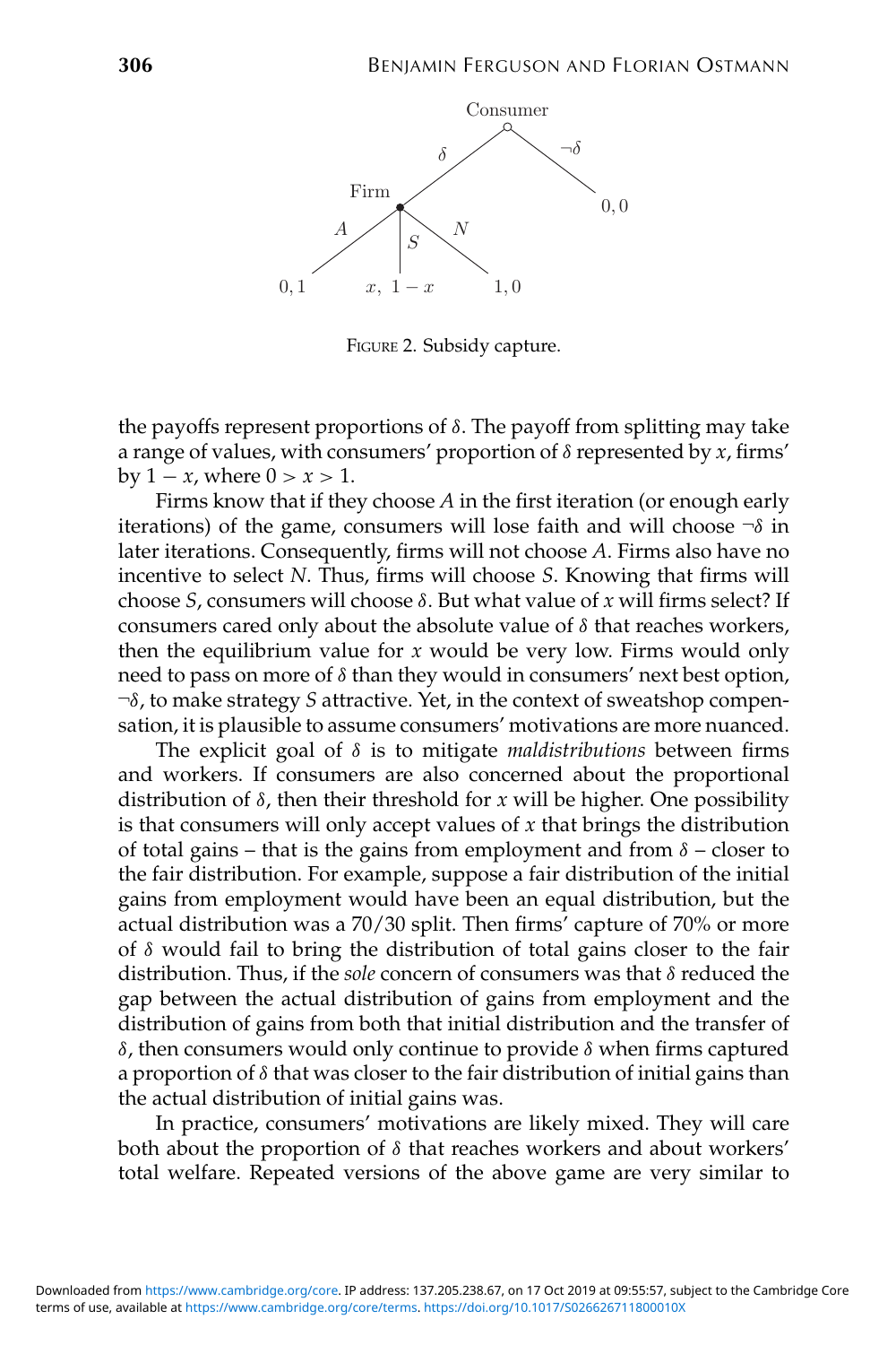Consumer

$\delta$ $\neg\delta$

Firm $0, 0$

$A$ $S$ $N$

$0, 1$ $x,\ 1 - x$ $1, 0$

FIGURE 2. Subsidy capture.

the payoffs represent proportions of $\delta$. The payoff from splitting may take a range of values, with consumers' proportion of $\delta$ represented by $x$, firms' by $1 - x$, where $0 > x > 1$.

Firms know that if they choose $A$ in the first iteration (or enough early iterations) of the game, consumers will lose faith and will choose $\neg\delta$ in later iterations. Consequently, firms will not choose $A$. Firms also have no incentive to select $N$. Thus, firms will choose $S$. Knowing that firms will choose $S$, consumers will choose $\delta$. But what value of $x$ will firms select? If consumers cared only about the absolute value of $\delta$ that reaches workers, then the equilibrium value for $x$ would be very low. Firms would only need to pass on more of $\delta$ than they would in consumers' next best option, $\neg\delta$, to make strategy $S$ attractive. Yet, in the context of sweatshop compensation, it is plausible to assume consumers' motivations are more nuanced.

The explicit goal of $\delta$ is to mitigate *maldistributions* between firms and workers. If consumers are also concerned about the proportional distribution of $\delta$, then their threshold for $x$ will be higher. One possibility is that consumers will only accept values of $x$ that brings the distribution of total gains – that is the gains from employment and from $\delta$ – closer to the fair distribution. For example, suppose a fair distribution of the initial gains from employment would have been an equal distribution, but the actual distribution was a 70/30 split. Then firms' capture of 70% or more of $\delta$ would fail to bring the distribution of total gains closer to the fair distribution. Thus, if the *sole* concern of consumers was that $\delta$ reduced the gap between the actual distribution of gains from employment and the distribution of gains from both that initial distribution and the transfer of $\delta$, then consumers would only continue to provide $\delta$ when firms captured a proportion of $\delta$ that was closer to the fair distribution of initial gains than the actual distribution of initial gains was.

In practice, consumers' motivations are likely mixed. They will care both about the proportion of $\delta$ that reaches workers and about workers' total welfare. Repeated versions of the above game are very similar to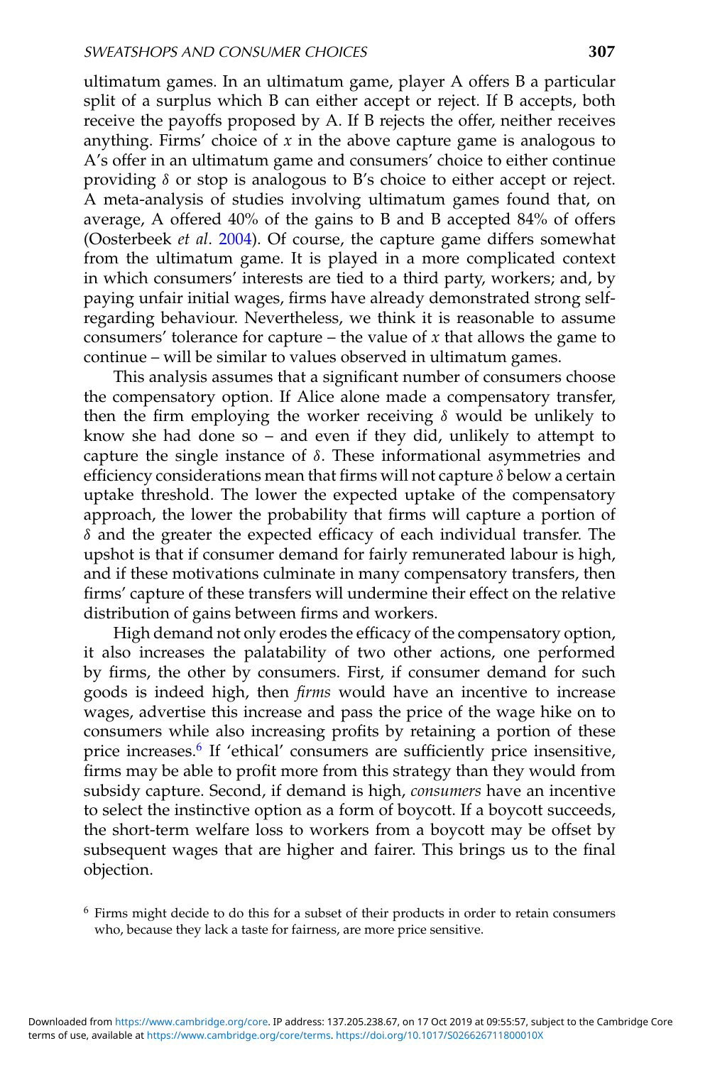ultimatum games. In an ultimatum game, player A offers B a particular split of a surplus which B can either accept or reject. If B accepts, both receive the payoffs proposed by A. If B rejects the offer, neither receives anything. Firms' choice of $x$ in the above capture game is analogous to A's offer in an ultimatum game and consumers' choice to either continue providing $\delta$ or stop is analogous to B's choice to either accept or reject. A meta-analysis of studies involving ultimatum games found that, on average, A offered 40% of the gains to B and B accepted 84% of offers (Oosterbeek *et al*. 2004). Of course, the capture game differs somewhat from the ultimatum game. It is played in a more complicated context in which consumers' interests are tied to a third party, workers; and, by paying unfair initial wages, firms have already demonstrated strong self-regarding behaviour. Nevertheless, we think it is reasonable to assume consumers' tolerance for capture – the value of $x$ that allows the game to continue – will be similar to values observed in ultimatum games.

This analysis assumes that a significant number of consumers choose the compensatory option. If Alice alone made a compensatory transfer, then the firm employing the worker receiving $\delta$ would be unlikely to know she had done so – and even if they did, unlikely to attempt to capture the single instance of $\delta$. These informational asymmetries and efficiency considerations mean that firms will not capture $\delta$ below a certain uptake threshold. The lower the expected uptake of the compensatory approach, the lower the probability that firms will capture a portion of $\delta$ and the greater the expected efficacy of each individual transfer. The upshot is that if consumer demand for fairly remunerated labour is high, and if these motivations culminate in many compensatory transfers, then firms' capture of these transfers will undermine their effect on the relative distribution of gains between firms and workers.

High demand not only erodes the efficacy of the compensatory option, it also increases the palatability of two other actions, one performed by firms, the other by consumers. First, if consumer demand for such goods is indeed high, then *firms* would have an incentive to increase wages, advertise this increase and pass the price of the wage hike on to consumers while also increasing profits by retaining a portion of these price increases.[6] If 'ethical' consumers are sufficiently price insensitive, firms may be able to profit more from this strategy than they would from subsidy capture. Second, if demand is high, *consumers* have an incentive to select the instinctive option as a form of boycott. If a boycott succeeds, the short-term welfare loss to workers from a boycott may be offset by subsequent wages that are higher and fairer. This brings us to the final objection.

[6] Firms might decide to do this for a subset of their products in order to retain consumers who, because they lack a taste for fairness, are more price sensitive.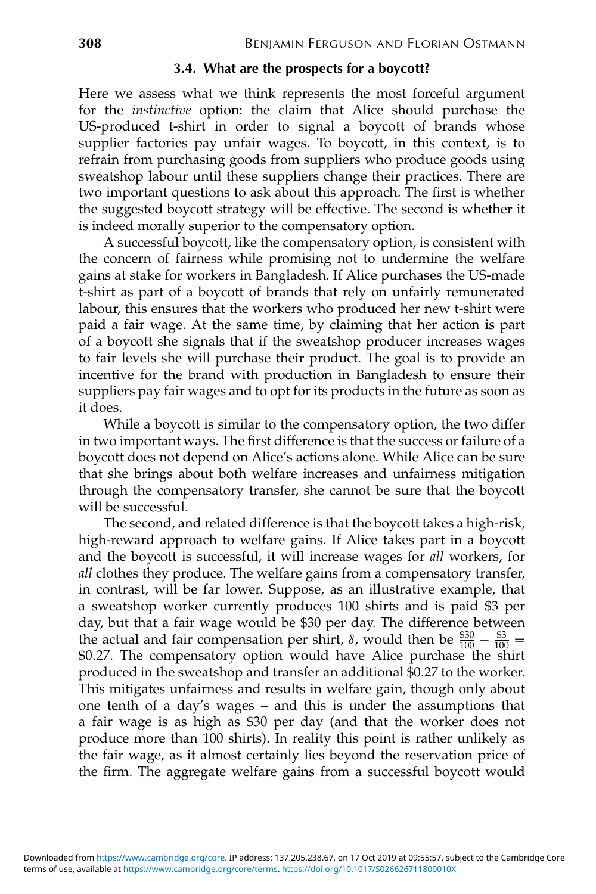### 3.4. What are the prospects for a boycott?

Here we assess what we think represents the most forceful argument for the *instinctive* option: the claim that Alice should purchase the US-produced t-shirt in order to signal a boycott of brands whose supplier factories pay unfair wages. To boycott, in this context, is to refrain from purchasing goods from suppliers who produce goods using sweatshop labour until these suppliers change their practices. There are two important questions to ask about this approach. The first is whether the suggested boycott strategy will be effective. The second is whether it is indeed morally superior to the compensatory option.

A successful boycott, like the compensatory option, is consistent with the concern of fairness while promising not to undermine the welfare gains at stake for workers in Bangladesh. If Alice purchases the US-made t-shirt as part of a boycott of brands that rely on unfairly remunerated labour, this ensures that the workers who produced her new t-shirt were paid a fair wage. At the same time, by claiming that her action is part of a boycott she signals that if the sweatshop producer increases wages to fair levels she will purchase their product. The goal is to provide an incentive for the brand with production in Bangladesh to ensure their suppliers pay fair wages and to opt for its products in the future as soon as it does.

While a boycott is similar to the compensatory option, the two differ in two important ways. The first difference is that the success or failure of a boycott does not depend on Alice's actions alone. While Alice can be sure that she brings about both welfare increases and unfairness mitigation through the compensatory transfer, she cannot be sure that the boycott will be successful.

The second, and related difference is that the boycott takes a high-risk, high-reward approach to welfare gains. If Alice takes part in a boycott and the boycott is successful, it will increase wages for *all* workers, for *all* clothes they produce. The welfare gains from a compensatory transfer, in contrast, will be far lower. Suppose, as an illustrative example, that a sweatshop worker currently produces 100 shirts and is paid \$3 per day, but that a fair wage would be \$30 per day. The difference between the actual and fair compensation per shirt, $\delta$, would then be $\frac{\$30}{100} - \frac{\$3}{100} =$ \$0.27. The compensatory option would have Alice purchase the shirt produced in the sweatshop and transfer an additional \$0.27 to the worker. This mitigates unfairness and results in welfare gain, though only about one tenth of a day's wages – and this is under the assumptions that a fair wage is as high as \$30 per day (and that the worker does not produce more than 100 shirts). In reality this point is rather unlikely as the fair wage, as it almost certainly lies beyond the reservation price of the firm. The aggregate welfare gains from a successful boycott would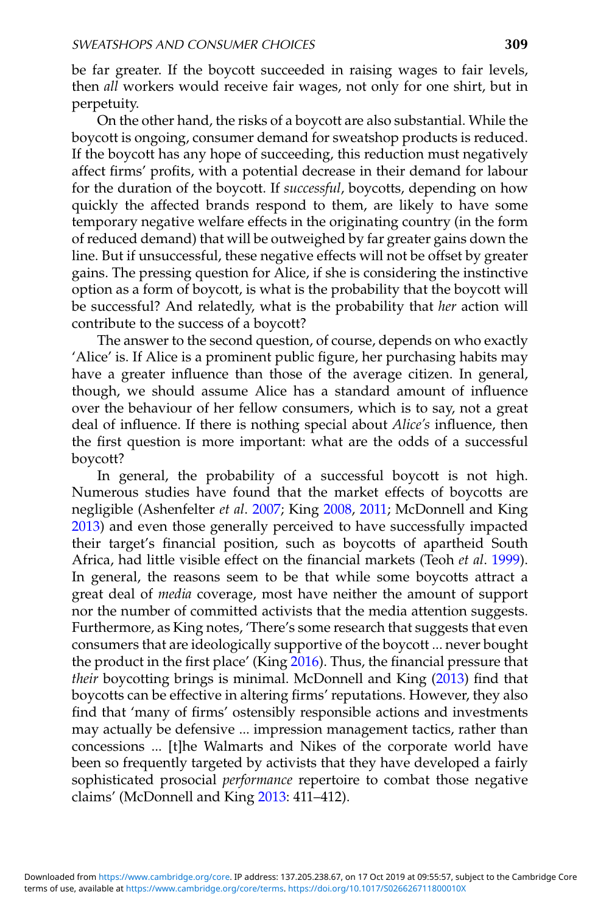be far greater. If the boycott succeeded in raising wages to fair levels, then *all* workers would receive fair wages, not only for one shirt, but in perpetuity.

On the other hand, the risks of a boycott are also substantial. While the boycott is ongoing, consumer demand for sweatshop products is reduced. If the boycott has any hope of succeeding, this reduction must negatively affect firms' profits, with a potential decrease in their demand for labour for the duration of the boycott. If *successful*, boycotts, depending on how quickly the affected brands respond to them, are likely to have some temporary negative welfare effects in the originating country (in the form of reduced demand) that will be outweighed by far greater gains down the line. But if unsuccessful, these negative effects will not be offset by greater gains. The pressing question for Alice, if she is considering the instinctive option as a form of boycott, is what is the probability that the boycott will be successful? And relatedly, what is the probability that *her* action will contribute to the success of a boycott?

The answer to the second question, of course, depends on who exactly 'Alice' is. If Alice is a prominent public figure, her purchasing habits may have a greater influence than those of the average citizen. In general, though, we should assume Alice has a standard amount of influence over the behaviour of her fellow consumers, which is to say, not a great deal of influence. If there is nothing special about *Alice's* influence, then the first question is more important: what are the odds of a successful boycott?

In general, the probability of a successful boycott is not high. Numerous studies have found that the market effects of boycotts are negligible (Ashenfelter *et al*. 2007; King 2008, 2011; McDonnell and King 2013) and even those generally perceived to have successfully impacted their target's financial position, such as boycotts of apartheid South Africa, had little visible effect on the financial markets (Teoh *et al*. 1999). In general, the reasons seem to be that while some boycotts attract a great deal of *media* coverage, most have neither the amount of support nor the number of committed activists that the media attention suggests. Furthermore, as King notes, 'There's some research that suggests that even consumers that are ideologically supportive of the boycott ... never bought the product in the first place' (King 2016). Thus, the financial pressure that *their* boycotting brings is minimal. McDonnell and King (2013) find that boycotts can be effective in altering firms' reputations. However, they also find that 'many of firms' ostensibly responsible actions and investments may actually be defensive ... impression management tactics, rather than concessions ... [t]he Walmarts and Nikes of the corporate world have been so frequently targeted by activists that they have developed a fairly sophisticated prosocial *performance* repertoire to combat those negative claims' (McDonnell and King 2013: 411–412).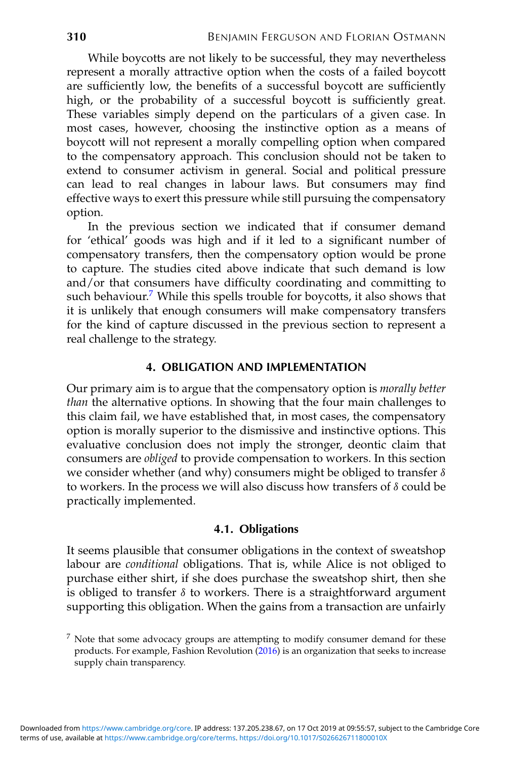While boycotts are not likely to be successful, they may nevertheless represent a morally attractive option when the costs of a failed boycott are sufficiently low, the benefits of a successful boycott are sufficiently high, or the probability of a successful boycott is sufficiently great. These variables simply depend on the particulars of a given case. In most cases, however, choosing the instinctive option as a means of boycott will not represent a morally compelling option when compared to the compensatory approach. This conclusion should not be taken to extend to consumer activism in general. Social and political pressure can lead to real changes in labour laws. But consumers may find effective ways to exert this pressure while still pursuing the compensatory option.

In the previous section we indicated that if consumer demand for 'ethical' goods was high and if it led to a significant number of compensatory transfers, then the compensatory option would be prone to capture. The studies cited above indicate that such demand is low and/or that consumers have difficulty coordinating and committing to such behaviour.[7] While this spells trouble for boycotts, it also shows that it is unlikely that enough consumers will make compensatory transfers for the kind of capture discussed in the previous section to represent a real challenge to the strategy.

## 4. OBLIGATION AND IMPLEMENTATION

Our primary aim is to argue that the compensatory option is *morally better than* the alternative options. In showing that the four main challenges to this claim fail, we have established that, in most cases, the compensatory option is morally superior to the dismissive and instinctive options. This evaluative conclusion does not imply the stronger, deontic claim that consumers are *obliged* to provide compensation to workers. In this section we consider whether (and why) consumers might be obliged to transfer $\delta$ to workers. In the process we will also discuss how transfers of $\delta$ could be practically implemented.

### 4.1. Obligations

It seems plausible that consumer obligations in the context of sweatshop labour are *conditional* obligations. That is, while Alice is not obliged to purchase either shirt, if she does purchase the sweatshop shirt, then she is obliged to transfer $\delta$ to workers. There is a straightforward argument supporting this obligation. When the gains from a transaction are unfairly

[7] Note that some advocacy groups are attempting to modify consumer demand for these products. For example, Fashion Revolution (2016) is an organization that seeks to increase supply chain transparency.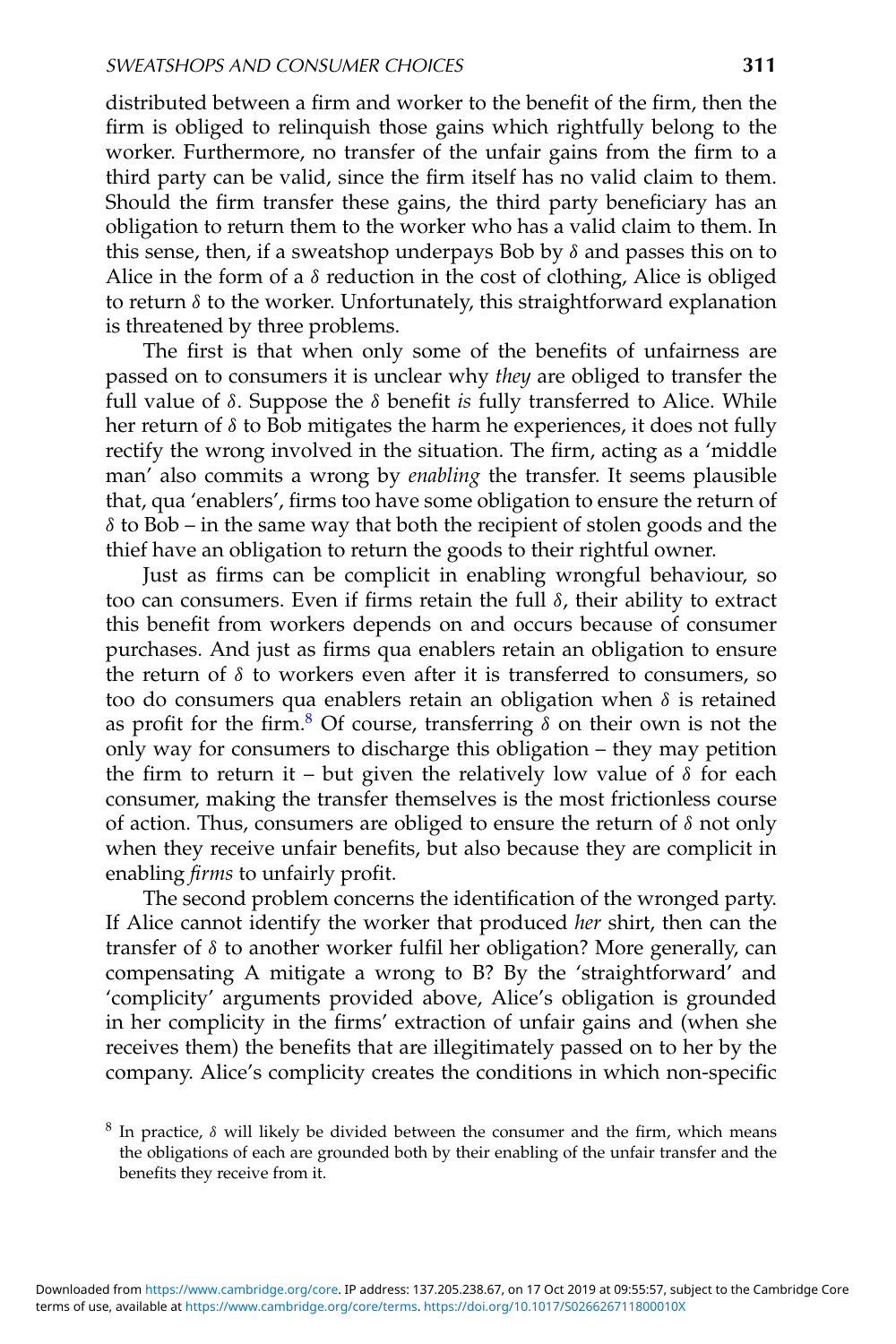distributed between a firm and worker to the benefit of the firm, then the firm is obliged to relinquish those gains which rightfully belong to the worker. Furthermore, no transfer of the unfair gains from the firm to a third party can be valid, since the firm itself has no valid claim to them. Should the firm transfer these gains, the third party beneficiary has an obligation to return them to the worker who has a valid claim to them. In this sense, then, if a sweatshop underpays Bob by $\delta$ and passes this on to Alice in the form of a $\delta$ reduction in the cost of clothing, Alice is obliged to return $\delta$ to the worker. Unfortunately, this straightforward explanation is threatened by three problems.

The first is that when only some of the benefits of unfairness are passed on to consumers it is unclear why *they* are obliged to transfer the full value of $\delta$. Suppose the $\delta$ benefit *is* fully transferred to Alice. While her return of $\delta$ to Bob mitigates the harm he experiences, it does not fully rectify the wrong involved in the situation. The firm, acting as a 'middle man' also commits a wrong by *enabling* the transfer. It seems plausible that, qua 'enablers', firms too have some obligation to ensure the return of $\delta$ to Bob – in the same way that both the recipient of stolen goods and the thief have an obligation to return the goods to their rightful owner.

Just as firms can be complicit in enabling wrongful behaviour, so too can consumers. Even if firms retain the full $\delta$, their ability to extract this benefit from workers depends on and occurs because of consumer purchases. And just as firms qua enablers retain an obligation to ensure the return of $\delta$ to workers even after it is transferred to consumers, so too do consumers qua enablers retain an obligation when $\delta$ is retained as profit for the firm.[8] Of course, transferring $\delta$ on their own is not the only way for consumers to discharge this obligation – they may petition the firm to return it – but given the relatively low value of $\delta$ for each consumer, making the transfer themselves is the most frictionless course of action. Thus, consumers are obliged to ensure the return of $\delta$ not only when they receive unfair benefits, but also because they are complicit in enabling *firms* to unfairly profit.

The second problem concerns the identification of the wronged party. If Alice cannot identify the worker that produced *her* shirt, then can the transfer of $\delta$ to another worker fulfil her obligation? More generally, can compensating A mitigate a wrong to B? By the 'straightforward' and 'complicity' arguments provided above, Alice's obligation is grounded in her complicity in the firms' extraction of unfair gains and (when she receives them) the benefits that are illegitimately passed on to her by the company. Alice's complicity creates the conditions in which non-specific

[8] In practice, $\delta$ will likely be divided between the consumer and the firm, which means the obligations of each are grounded both by their enabling of the unfair transfer and the benefits they receive from it.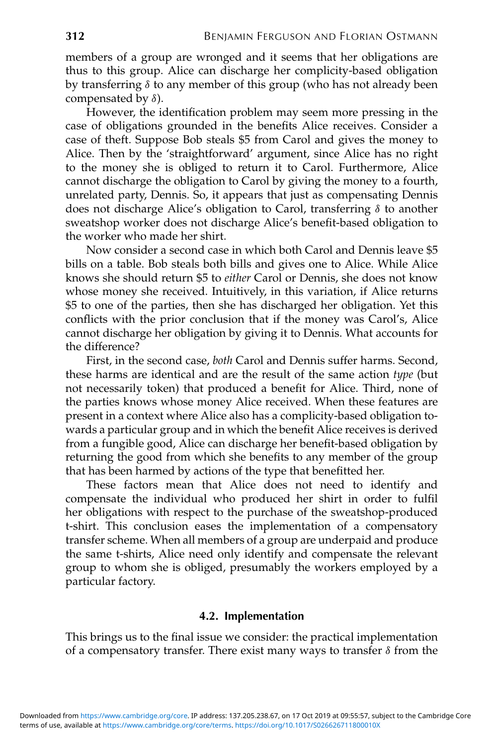members of a group are wronged and it seems that her obligations are thus to this group. Alice can discharge her complicity-based obligation by transferring $\delta$ to any member of this group (who has not already been compensated by $\delta$).

However, the identification problem may seem more pressing in the case of obligations grounded in the benefits Alice receives. Consider a case of theft. Suppose Bob steals $5 from Carol and gives the money to Alice. Then by the 'straightforward' argument, since Alice has no right to the money she is obliged to return it to Carol. Furthermore, Alice cannot discharge the obligation to Carol by giving the money to a fourth, unrelated party, Dennis. So, it appears that just as compensating Dennis does not discharge Alice's obligation to Carol, transferring $\delta$ to another sweatshop worker does not discharge Alice's benefit-based obligation to the worker who made her shirt.

Now consider a second case in which both Carol and Dennis leave $5 bills on a table. Bob steals both bills and gives one to Alice. While Alice knows she should return $5 to *either* Carol or Dennis, she does not know whose money she received. Intuitively, in this variation, if Alice returns $5 to one of the parties, then she has discharged her obligation. Yet this conflicts with the prior conclusion that if the money was Carol's, Alice cannot discharge her obligation by giving it to Dennis. What accounts for the difference?

First, in the second case, *both* Carol and Dennis suffer harms. Second, these harms are identical and are the result of the same action *type* (but not necessarily token) that produced a benefit for Alice. Third, none of the parties knows whose money Alice received. When these features are present in a context where Alice also has a complicity-based obligation towards a particular group and in which the benefit Alice receives is derived from a fungible good, Alice can discharge her benefit-based obligation by returning the good from which she benefits to any member of the group that has been harmed by actions of the type that benefitted her.

These factors mean that Alice does not need to identify and compensate the individual who produced her shirt in order to fulfil her obligations with respect to the purchase of the sweatshop-produced t-shirt. This conclusion eases the implementation of a compensatory transfer scheme. When all members of a group are underpaid and produce the same t-shirts, Alice need only identify and compensate the relevant group to whom she is obliged, presumably the workers employed by a particular factory.

### 4.2. Implementation

This brings us to the final issue we consider: the practical implementation of a compensatory transfer. There exist many ways to transfer $\delta$ from the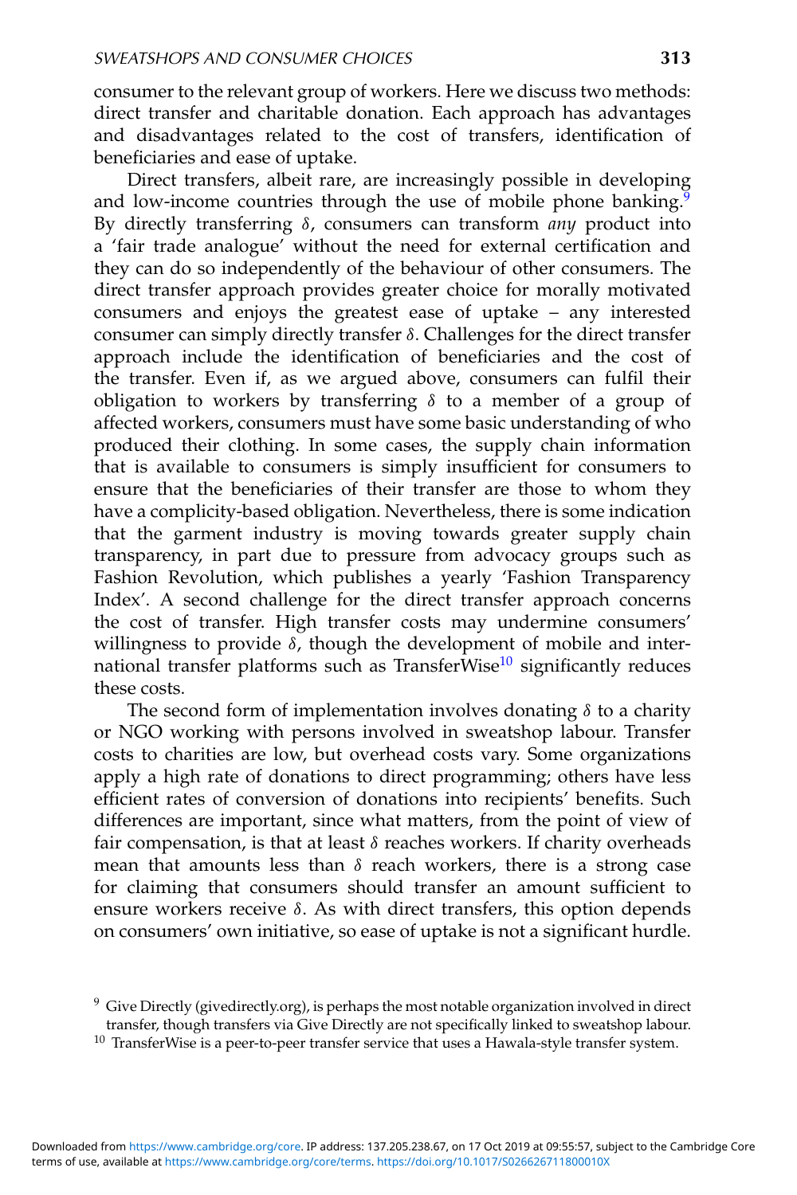consumer to the relevant group of workers. Here we discuss two methods: direct transfer and charitable donation. Each approach has advantages and disadvantages related to the cost of transfers, identification of beneficiaries and ease of uptake.

Direct transfers, albeit rare, are increasingly possible in developing and low-income countries through the use of mobile phone banking.[9] By directly transferring $\delta$, consumers can transform *any* product into a 'fair trade analogue' without the need for external certification and they can do so independently of the behaviour of other consumers. The direct transfer approach provides greater choice for morally motivated consumers and enjoys the greatest ease of uptake – any interested consumer can simply directly transfer $\delta$. Challenges for the direct transfer approach include the identification of beneficiaries and the cost of the transfer. Even if, as we argued above, consumers can fulfil their obligation to workers by transferring $\delta$ to a member of a group of affected workers, consumers must have some basic understanding of who produced their clothing. In some cases, the supply chain information that is available to consumers is simply insufficient for consumers to ensure that the beneficiaries of their transfer are those to whom they have a complicity-based obligation. Nevertheless, there is some indication that the garment industry is moving towards greater supply chain transparency, in part due to pressure from advocacy groups such as Fashion Revolution, which publishes a yearly 'Fashion Transparency Index'. A second challenge for the direct transfer approach concerns the cost of transfer. High transfer costs may undermine consumers' willingness to provide $\delta$, though the development of mobile and international transfer platforms such as TransferWise[10] significantly reduces these costs.

The second form of implementation involves donating $\delta$ to a charity or NGO working with persons involved in sweatshop labour. Transfer costs to charities are low, but overhead costs vary. Some organizations apply a high rate of donations to direct programming; others have less efficient rates of conversion of donations into recipients' benefits. Such differences are important, since what matters, from the point of view of fair compensation, is that at least $\delta$ reaches workers. If charity overheads mean that amounts less than $\delta$ reach workers, there is a strong case for claiming that consumers should transfer an amount sufficient to ensure workers receive $\delta$. As with direct transfers, this option depends on consumers' own initiative, so ease of uptake is not a significant hurdle.

[9] Give Directly (givedirectly.org), is perhaps the most notable organization involved in direct transfer, though transfers via Give Directly are not specifically linked to sweatshop labour.

[10] TransferWise is a peer-to-peer transfer service that uses a Hawala-style transfer system.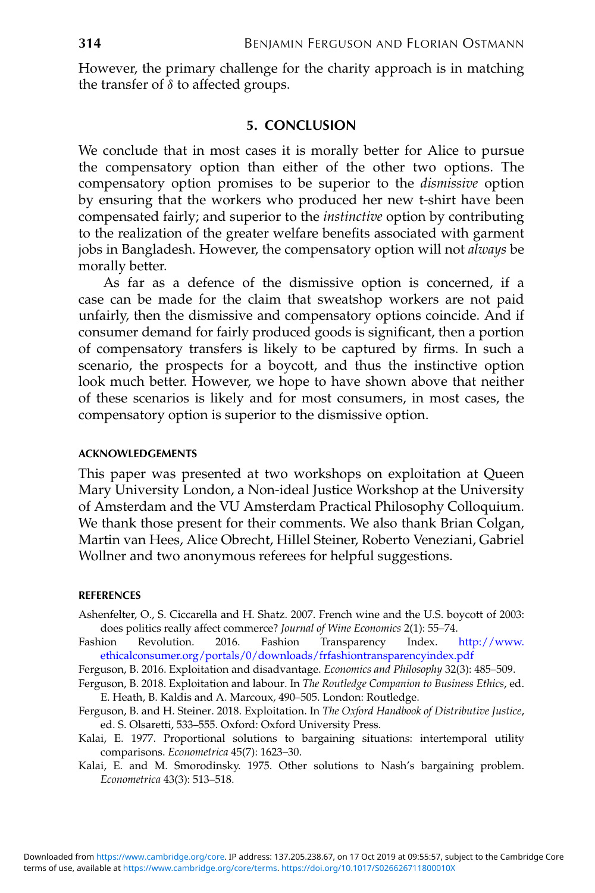However, the primary challenge for the charity approach is in matching the transfer of $\delta$ to affected groups.

## 5. CONCLUSION

We conclude that in most cases it is morally better for Alice to pursue the compensatory option than either of the other two options. The compensatory option promises to be superior to the *dismissive* option by ensuring that the workers who produced her new t-shirt have been compensated fairly; and superior to the *instinctive* option by contributing to the realization of the greater welfare benefits associated with garment jobs in Bangladesh. However, the compensatory option will not *always* be morally better.

As far as a defence of the dismissive option is concerned, if a case can be made for the claim that sweatshop workers are not paid unfairly, then the dismissive and compensatory options coincide. And if consumer demand for fairly produced goods is significant, then a portion of compensatory transfers is likely to be captured by firms. In such a scenario, the prospects for a boycott, and thus the instinctive option look much better. However, we hope to have shown above that neither of these scenarios is likely and for most consumers, in most cases, the compensatory option is superior to the dismissive option.

#### ACKNOWLEDGEMENTS

This paper was presented at two workshops on exploitation at Queen Mary University London, a Non-ideal Justice Workshop at the University of Amsterdam and the VU Amsterdam Practical Philosophy Colloquium. We thank those present for their comments. We also thank Brian Colgan, Martin van Hees, Alice Obrecht, Hillel Steiner, Roberto Veneziani, Gabriel Wollner and two anonymous referees for helpful suggestions.

#### REFERENCES

Ashenfelter, O., S. Ciccarella and H. Shatz. 2007. French wine and the U.S. boycott of 2003: does politics really affect commerce? *Journal of Wine Economics* 2(1): 55–74.

Fashion Revolution. 2016. Fashion Transparency Index. http://www.ethicalconsumer.org/portals/0/downloads/frfashiontransparencyindex.pdf

Ferguson, B. 2016. Exploitation and disadvantage. *Economics and Philosophy* 32(3): 485–509.

Ferguson, B. 2018. Exploitation and labour. In *The Routledge Companion to Business Ethics*, ed. E. Heath, B. Kaldis and A. Marcoux, 490–505. London: Routledge.

Ferguson, B. and H. Steiner. 2018. Exploitation. In *The Oxford Handbook of Distributive Justice*, ed. S. Olsaretti, 533–555. Oxford: Oxford University Press.

Kalai, E. 1977. Proportional solutions to bargaining situations: intertemporal utility comparisons. *Econometrica* 45(7): 1623–30.

Kalai, E. and M. Smorodinsky. 1975. Other solutions to Nash's bargaining problem. *Econometrica* 43(3): 513–518.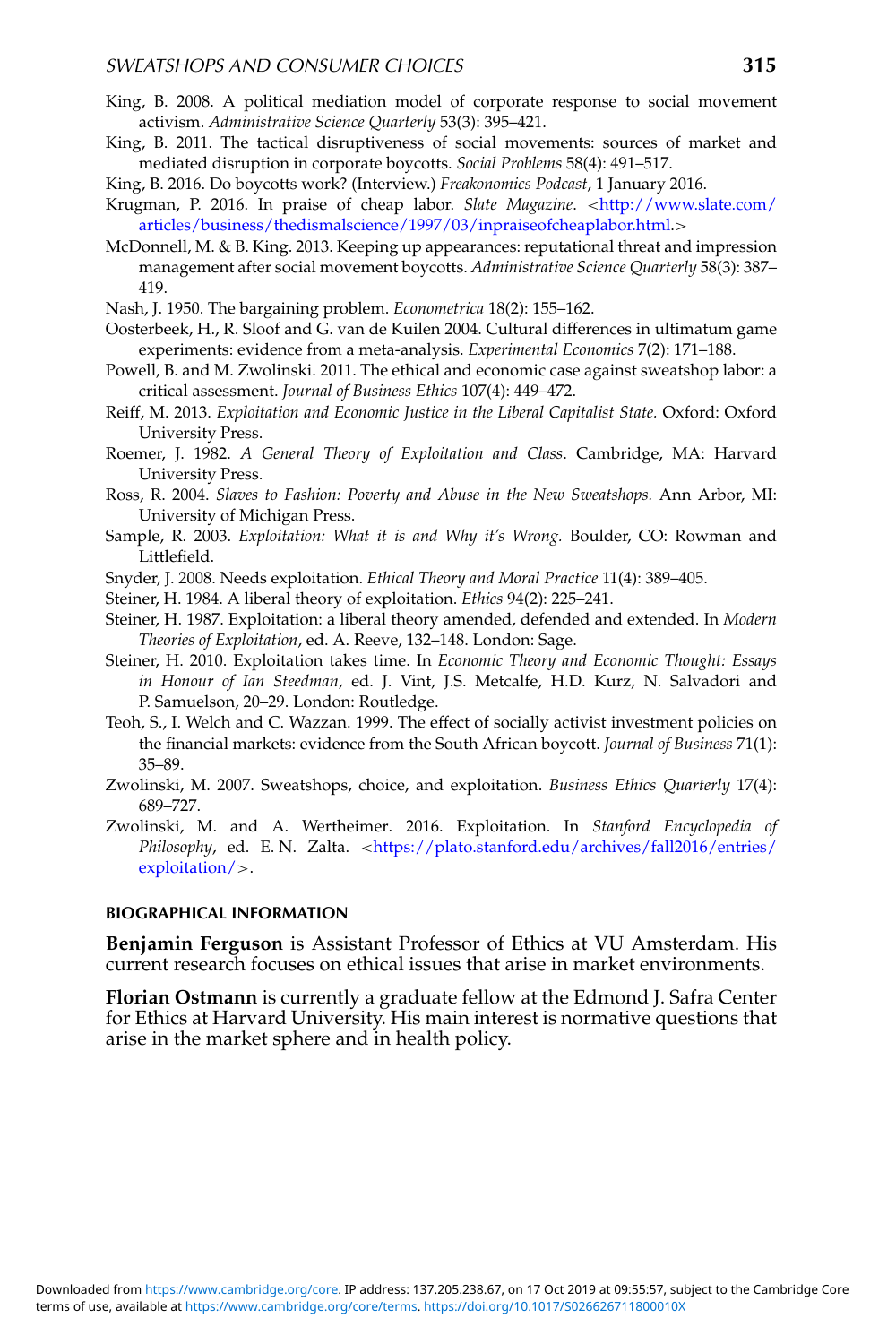King, B. 2008. A political mediation model of corporate response to social movement activism. *Administrative Science Quarterly* 53(3): 395–421.

King, B. 2011. The tactical disruptiveness of social movements: sources of market and mediated disruption in corporate boycotts. *Social Problems* 58(4): 491–517.

King, B. 2016. Do boycotts work? (Interview.) *Freakonomics Podcast*, 1 January 2016.

Krugman, P. 2016. In praise of cheap labor. *Slate Magazine*. <http://www.slate.com/articles/business/thedismalscience/1997/03/inpraiseofcheaplabor.html.>

McDonnell, M. & B. King. 2013. Keeping up appearances: reputational threat and impression management after social movement boycotts. *Administrative Science Quarterly* 58(3): 387–419.

Nash, J. 1950. The bargaining problem. *Econometrica* 18(2): 155–162.

Oosterbeek, H., R. Sloof and G. van de Kuilen 2004. Cultural differences in ultimatum game experiments: evidence from a meta-analysis. *Experimental Economics* 7(2): 171–188.

Powell, B. and M. Zwolinski. 2011. The ethical and economic case against sweatshop labor: a critical assessment. *Journal of Business Ethics* 107(4): 449–472.

Reiff, M. 2013. *Exploitation and Economic Justice in the Liberal Capitalist State.* Oxford: Oxford University Press.

Roemer, J. 1982. *A General Theory of Exploitation and Class*. Cambridge, MA: Harvard University Press.

Ross, R. 2004. *Slaves to Fashion: Poverty and Abuse in the New Sweatshops.* Ann Arbor, MI: University of Michigan Press.

Sample, R. 2003. *Exploitation: What it is and Why it's Wrong.* Boulder, CO: Rowman and Littlefield.

Snyder, J. 2008. Needs exploitation. *Ethical Theory and Moral Practice* 11(4): 389–405.

Steiner, H. 1984. A liberal theory of exploitation. *Ethics* 94(2): 225–241.

Steiner, H. 1987. Exploitation: a liberal theory amended, defended and extended. In *Modern Theories of Exploitation*, ed. A. Reeve, 132–148. London: Sage.

Steiner, H. 2010. Exploitation takes time. In *Economic Theory and Economic Thought: Essays in Honour of Ian Steedman*, ed. J. Vint, J.S. Metcalfe, H.D. Kurz, N. Salvadori and P. Samuelson, 20–29. London: Routledge.

Teoh, S., I. Welch and C. Wazzan. 1999. The effect of socially activist investment policies on the financial markets: evidence from the South African boycott. *Journal of Business* 71(1): 35–89.

Zwolinski, M. 2007. Sweatshops, choice, and exploitation. *Business Ethics Quarterly* 17(4): 689–727.

Zwolinski, M. and A. Wertheimer. 2016. Exploitation. In *Stanford Encyclopedia of Philosophy*, ed. E. N. Zalta. <https://plato.stanford.edu/archives/fall2016/entries/exploitation/>.

## BIOGRAPHICAL INFORMATION

**Benjamin Ferguson** is Assistant Professor of Ethics at VU Amsterdam. His current research focuses on ethical issues that arise in market environments.

**Florian Ostmann** is currently a graduate fellow at the Edmond J. Safra Center for Ethics at Harvard University. His main interest is normative questions that arise in the market sphere and in health policy.